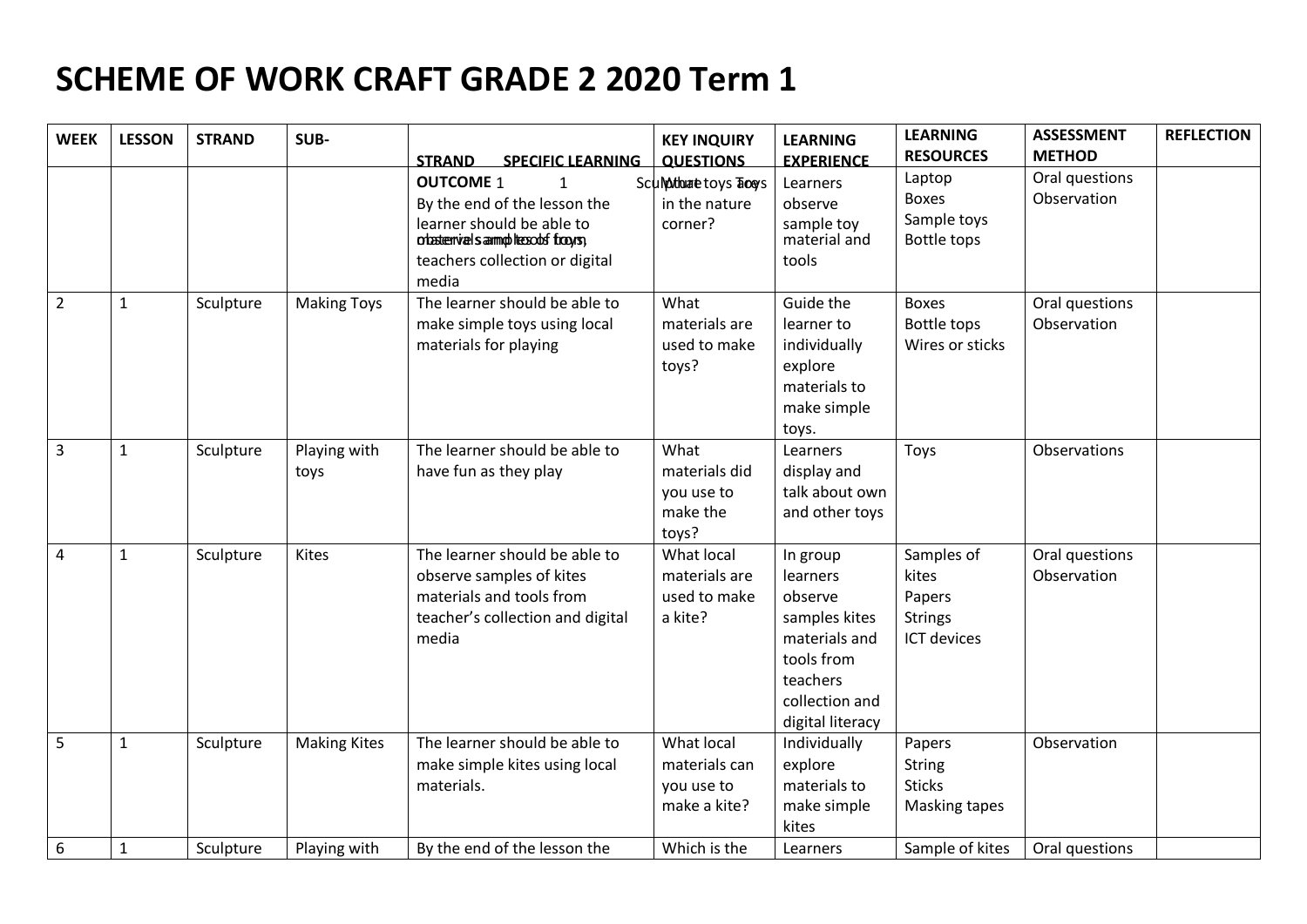# SCHEME OF WORK CRAFT GRADE 2 2020 Term 1

| WEEK | LESSON | STRAND | SUB-STRAND | SPECIFIC LEARNING OUTCOME | KEY INQUIRY QUESTIONS | LEARNING EXPERIENCE | LEARNING RESOURCES | ASSESSMENT METHOD | REFLECTION |
|---|---|---|---|---|---|---|---|---|---|
| 1 | 1 | Sculpture | Toys | By the end of the lesson the learner should be able to observe samples of toys, materials and tools from teachers collection or digital media | What toys are in the nature corner? | Learners observe sample toy material and tools | Laptop<br>Boxes<br>Sample toys<br>Bottle tops | Oral questions<br>Observation | |
| 2 | 1 | Sculpture | Making Toys | The learner should be able to make simple toys using local materials for playing | What materials are used to make toys? | Guide the learner to individually explore materials to make simple toys. | Boxes<br>Bottle tops<br>Wires or sticks | Oral questions<br>Observation | |
| 3 | 1 | Sculpture | Playing with toys | The learner should be able to have fun as they play | What materials did you use to make the toys? | Learners display and talk about own and other toys | Toys | Observations | |
| 4 | 1 | Sculpture | Kites | The learner should be able to observe samples of kites materials and tools from teacher's collection and digital media | What local materials are used to make a kite? | In group learners observe samples kites materials and tools from teachers collection and digital literacy | Samples of kites<br>Papers<br>Strings<br>ICT devices | Oral questions<br>Observation | |
| 5 | 1 | Sculpture | Making Kites | The learner should be able to make simple kites using local materials. | What local materials can you use to make a kite? | Individually explore materials to make simple kites | Papers<br>String<br>Sticks<br>Masking tapes | Observation | |
| 6 | 1 | Sculpture | Playing with | By the end of the lesson the | Which is the | Learners | Sample of kites | Oral questions | |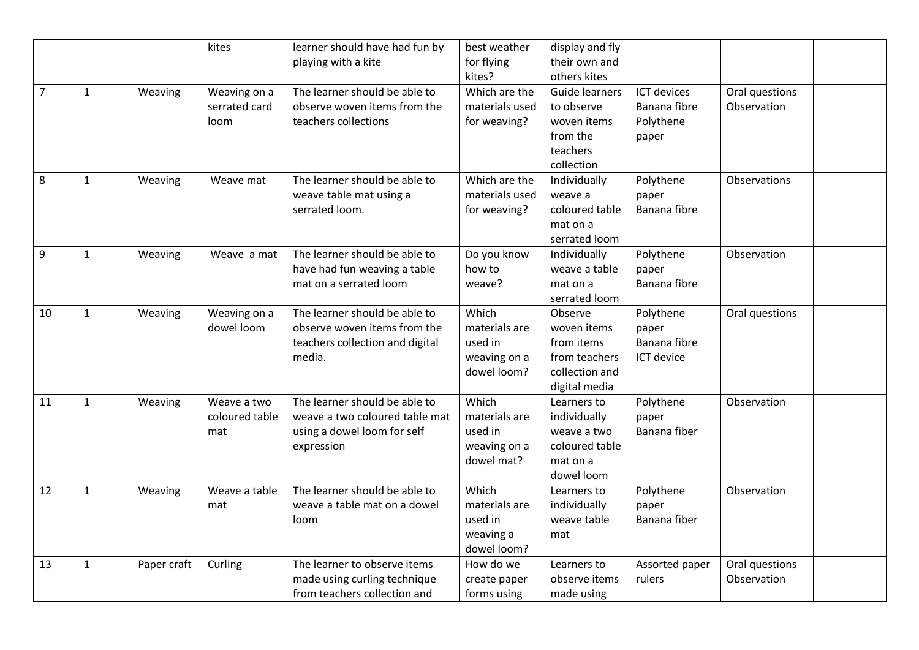|  |  |  | kites | learner should have had fun by playing with a kite | best weather for flying kites? | display and fly their own and others kites |  |  |  |
|---|---|---|---|---|---|---|---|---|---|
| 7 | 1 | Weaving | Weaving on a serrated card loom | The learner should be able to observe woven items from the teachers collections | Which are the materials used for weaving? | Guide learners to observe woven items from the teachers collection | ICT devices Banana fibre Polythene paper | Oral questions Observation |  |
| 8 | 1 | Weaving | Weave mat | The learner should be able to weave table mat using a serrated loom. | Which are the materials used for weaving? | Individually weave a coloured table mat on a serrated loom | Polythene paper Banana fibre | Observations |  |
| 9 | 1 | Weaving | Weave a mat | The learner should be able to have had fun weaving a table mat on a serrated loom | Do you know how to weave? | Individually weave a table mat on a serrated loom | Polythene paper Banana fibre | Observation |  |
| 10 | 1 | Weaving | Weaving on a dowel loom | The learner should be able to observe woven items from the teachers collection and digital media. | Which materials are used in weaving on a dowel loom? | Observe woven items from items from teachers collection and digital media | Polythene paper Banana fibre ICT device | Oral questions |  |
| 11 | 1 | Weaving | Weave a two coloured table mat | The learner should be able to weave a two coloured table mat using a dowel loom for self expression | Which materials are used in weaving on a dowel mat? | Learners to individually weave a two coloured table mat on a dowel loom | Polythene paper Banana fiber | Observation |  |
| 12 | 1 | Weaving | Weave a table mat | The learner should be able to weave a table mat on a dowel loom | Which materials are used in weaving a dowel loom? | Learners to individually weave table mat | Polythene paper Banana fiber | Observation |  |
| 13 | 1 | Paper craft | Curling | The learner to observe items made using curling technique from teachers collection and | How do we create paper forms using | Learners to observe items made using | Assorted paper rulers | Oral questions Observation |  |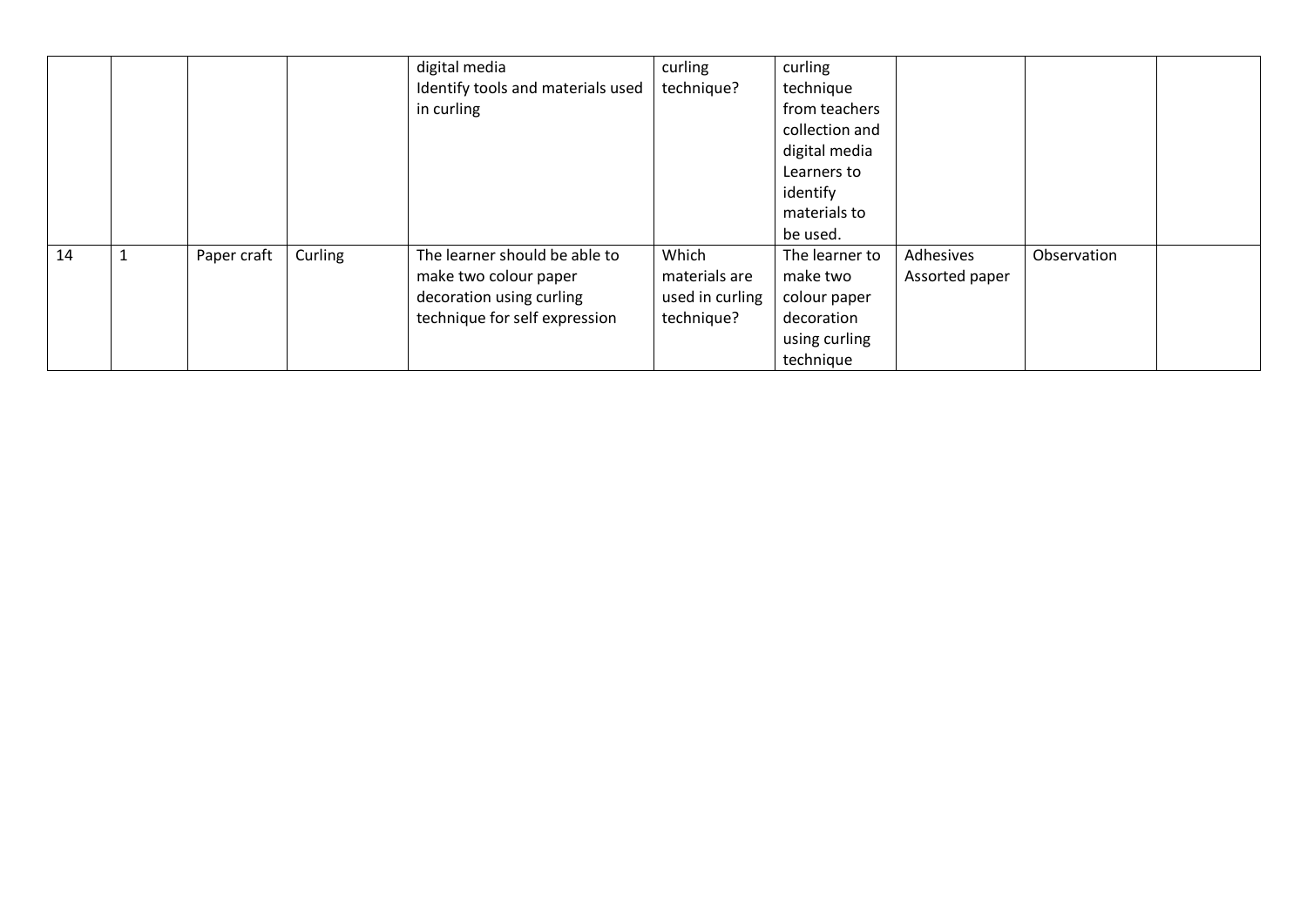| | | | | | | | | | |
|---|---|---|---|---|---|---|---|---|---|
| | | | | digital media Identify tools and materials used in curling | curling technique? | curling technique from teachers collection and digital media Learners to identify materials to be used. | | | |
| 14 | 1 | Paper craft | Curling | The learner should be able to make two colour paper decoration using curling technique for self expression | Which materials are used in curling technique? | The learner to make two colour paper decoration using curling technique | Adhesives Assorted paper | Observation | |